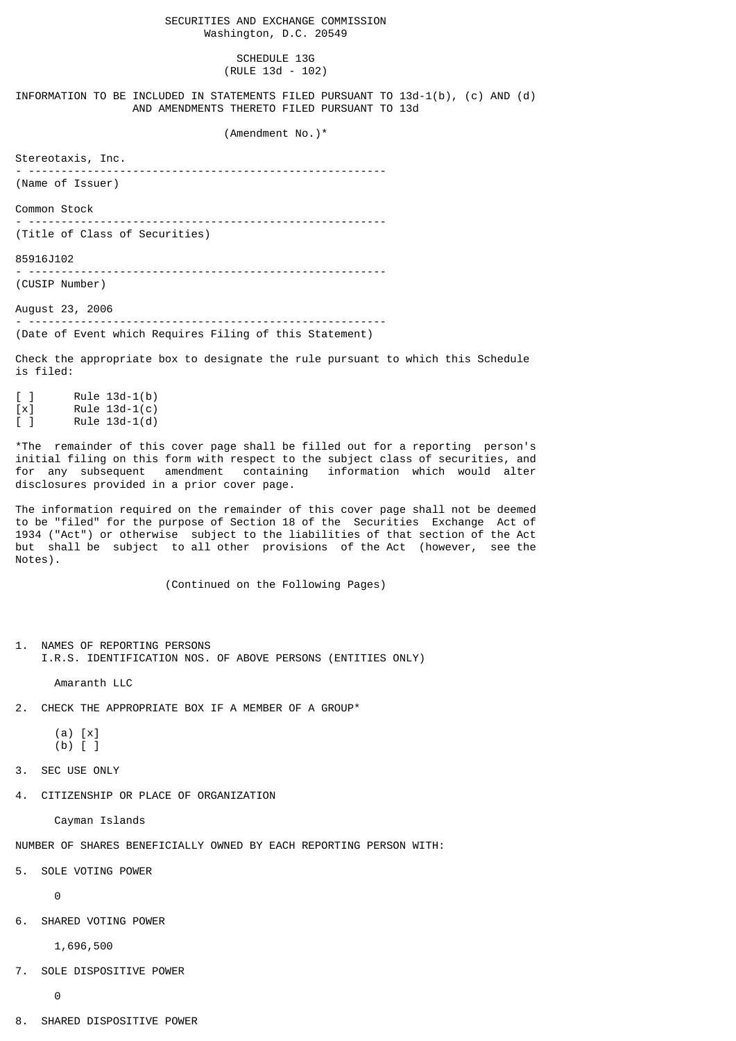SECURITIES AND EXCHANGE COMMISSION
Washington, D.C. 20549

SCHEDULE 13G
(RULE 13d - 102)

INFORMATION TO BE INCLUDED IN STATEMENTS FILED PURSUANT TO 13d-1(b), (c) AND (d) AND AMENDMENTS THERETO FILED PURSUANT TO 13d

(Amendment No.)*

Stereotaxis, Inc.

(Name of Issuer)

Common Stock

(Title of Class of Securities)

85916J102

(CUSIP Number)

August 23, 2006

(Date of Event which Requires Filing of this Statement)

Check the appropriate box to designate the rule pursuant to which this Schedule is filed:

[ ] Rule 13d-1(b)
[x] Rule 13d-1(c)
[ ] Rule 13d-1(d)

*The remainder of this cover page shall be filled out for a reporting person's initial filing on this form with respect to the subject class of securities, and for any subsequent amendment containing information which would alter disclosures provided in a prior cover page.

The information required on the remainder of this cover page shall not be deemed to be "filed" for the purpose of Section 18 of the Securities Exchange Act of 1934 ("Act") or otherwise subject to the liabilities of that section of the Act but shall be subject to all other provisions of the Act (however, see the Notes).

(Continued on the Following Pages)

1. NAMES OF REPORTING PERSONS
   I.R.S. IDENTIFICATION NOS. OF ABOVE PERSONS (ENTITIES ONLY)

   Amaranth LLC

2. CHECK THE APPROPRIATE BOX IF A MEMBER OF A GROUP*

   (a) [x]
   (b) [ ]

3. SEC USE ONLY

4. CITIZENSHIP OR PLACE OF ORGANIZATION

   Cayman Islands

NUMBER OF SHARES BENEFICIALLY OWNED BY EACH REPORTING PERSON WITH:

5. SOLE VOTING POWER

   0

6. SHARED VOTING POWER

   1,696,500

7. SOLE DISPOSITIVE POWER

   0

8. SHARED DISPOSITIVE POWER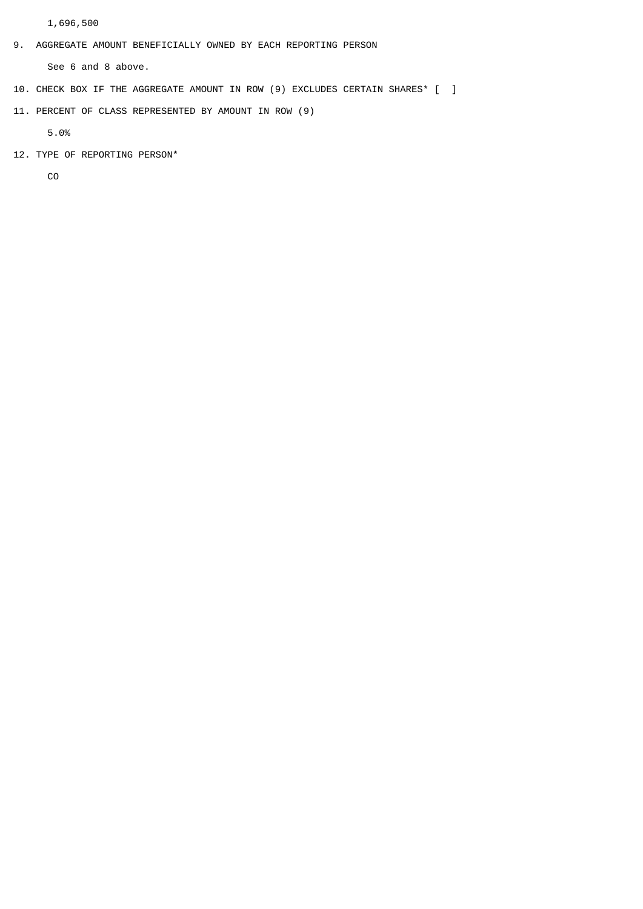1,696,500

9. AGGREGATE AMOUNT BENEFICIALLY OWNED BY EACH REPORTING PERSON

   See 6 and 8 above.

10. CHECK BOX IF THE AGGREGATE AMOUNT IN ROW (9) EXCLUDES CERTAIN SHARES* [ ]

11. PERCENT OF CLASS REPRESENTED BY AMOUNT IN ROW (9)

   5.0%

12. TYPE OF REPORTING PERSON*

   CO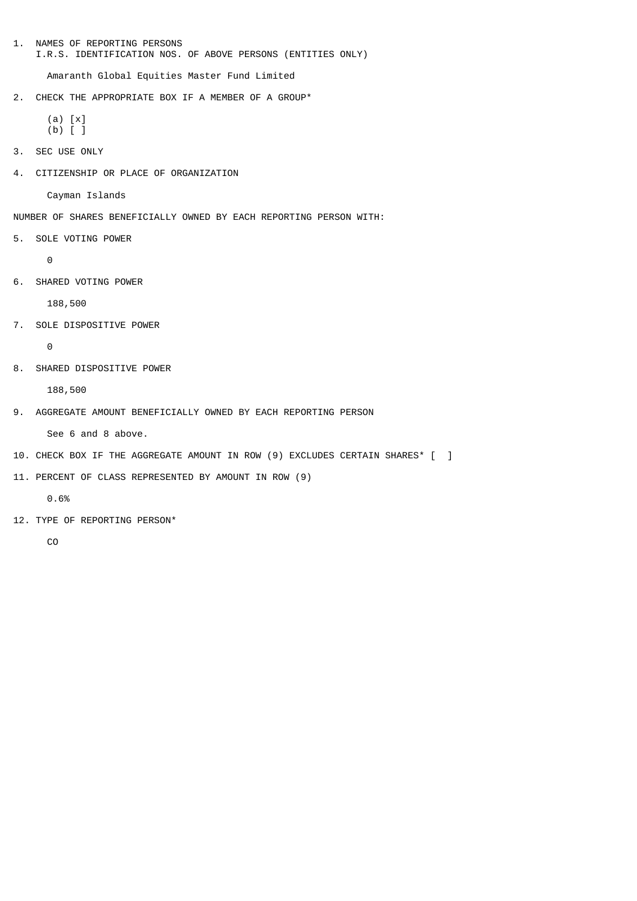1. NAMES OF REPORTING PERSONS
   I.R.S. IDENTIFICATION NOS. OF ABOVE PERSONS (ENTITIES ONLY)

   Amaranth Global Equities Master Fund Limited

2. CHECK THE APPROPRIATE BOX IF A MEMBER OF A GROUP*

   (a) [x]
   (b) [ ]

3. SEC USE ONLY

4. CITIZENSHIP OR PLACE OF ORGANIZATION

   Cayman Islands

NUMBER OF SHARES BENEFICIALLY OWNED BY EACH REPORTING PERSON WITH:

5. SOLE VOTING POWER

   0

6. SHARED VOTING POWER

   188,500

7. SOLE DISPOSITIVE POWER

   0

8. SHARED DISPOSITIVE POWER

   188,500

9. AGGREGATE AMOUNT BENEFICIALLY OWNED BY EACH REPORTING PERSON

   See 6 and 8 above.

10. CHECK BOX IF THE AGGREGATE AMOUNT IN ROW (9) EXCLUDES CERTAIN SHARES* [ ]

11. PERCENT OF CLASS REPRESENTED BY AMOUNT IN ROW (9)

    0.6%

12. TYPE OF REPORTING PERSON*

    CO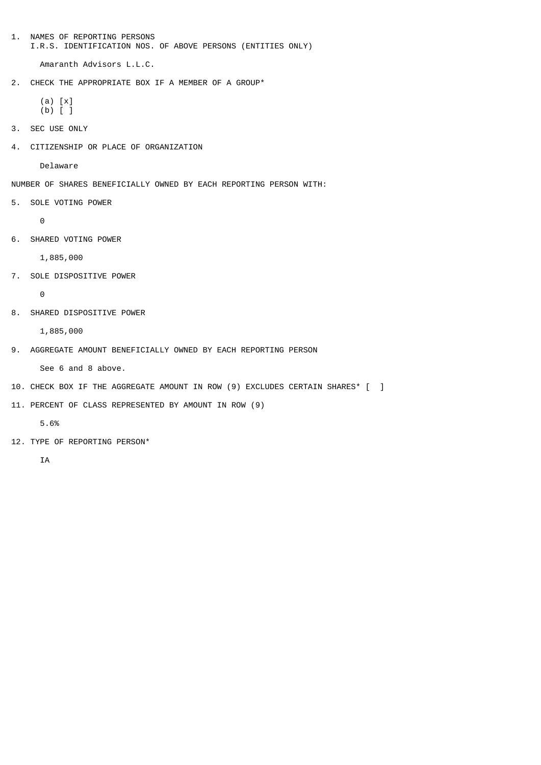1. NAMES OF REPORTING PERSONS
   I.R.S. IDENTIFICATION NOS. OF ABOVE PERSONS (ENTITIES ONLY)

   Amaranth Advisors L.L.C.

2. CHECK THE APPROPRIATE BOX IF A MEMBER OF A GROUP*

   (a) [x]
   (b) [ ]

3. SEC USE ONLY

4. CITIZENSHIP OR PLACE OF ORGANIZATION

   Delaware

NUMBER OF SHARES BENEFICIALLY OWNED BY EACH REPORTING PERSON WITH:

5. SOLE VOTING POWER

   0

6. SHARED VOTING POWER

   1,885,000

7. SOLE DISPOSITIVE POWER

   0

8. SHARED DISPOSITIVE POWER

   1,885,000

9. AGGREGATE AMOUNT BENEFICIALLY OWNED BY EACH REPORTING PERSON

   See 6 and 8 above.

10. CHECK BOX IF THE AGGREGATE AMOUNT IN ROW (9) EXCLUDES CERTAIN SHARES* [ ]

11. PERCENT OF CLASS REPRESENTED BY AMOUNT IN ROW (9)

    5.6%

12. TYPE OF REPORTING PERSON*

    IA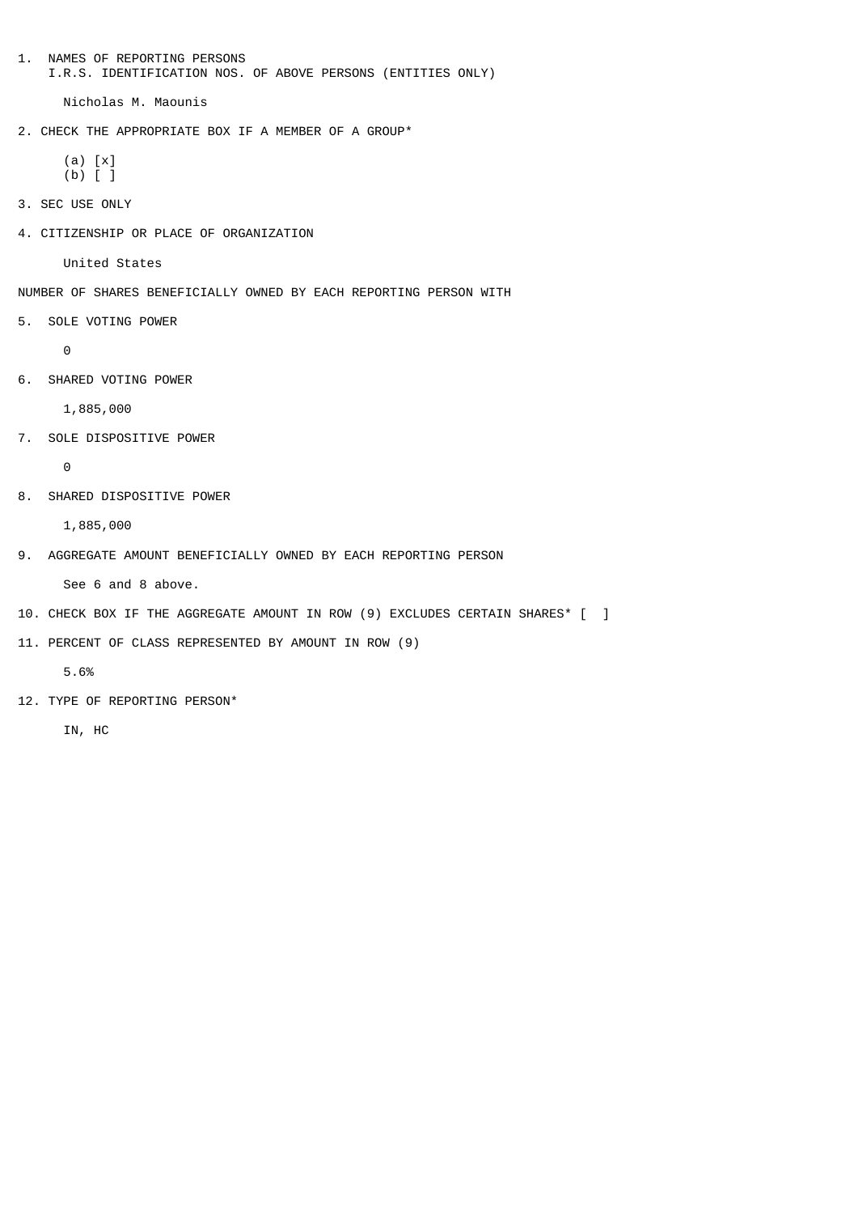1. NAMES OF REPORTING PERSONS
   I.R.S. IDENTIFICATION NOS. OF ABOVE PERSONS (ENTITIES ONLY)

   Nicholas M. Maounis

2. CHECK THE APPROPRIATE BOX IF A MEMBER OF A GROUP*

   (a) [x]
   (b) [ ]

3. SEC USE ONLY

4. CITIZENSHIP OR PLACE OF ORGANIZATION

   United States

NUMBER OF SHARES BENEFICIALLY OWNED BY EACH REPORTING PERSON WITH

5. SOLE VOTING POWER

   0

6. SHARED VOTING POWER

   1,885,000

7. SOLE DISPOSITIVE POWER

   0

8. SHARED DISPOSITIVE POWER

   1,885,000

9. AGGREGATE AMOUNT BENEFICIALLY OWNED BY EACH REPORTING PERSON

   See 6 and 8 above.

10. CHECK BOX IF THE AGGREGATE AMOUNT IN ROW (9) EXCLUDES CERTAIN SHARES* [ ]

11. PERCENT OF CLASS REPRESENTED BY AMOUNT IN ROW (9)

    5.6%

12. TYPE OF REPORTING PERSON*

    IN, HC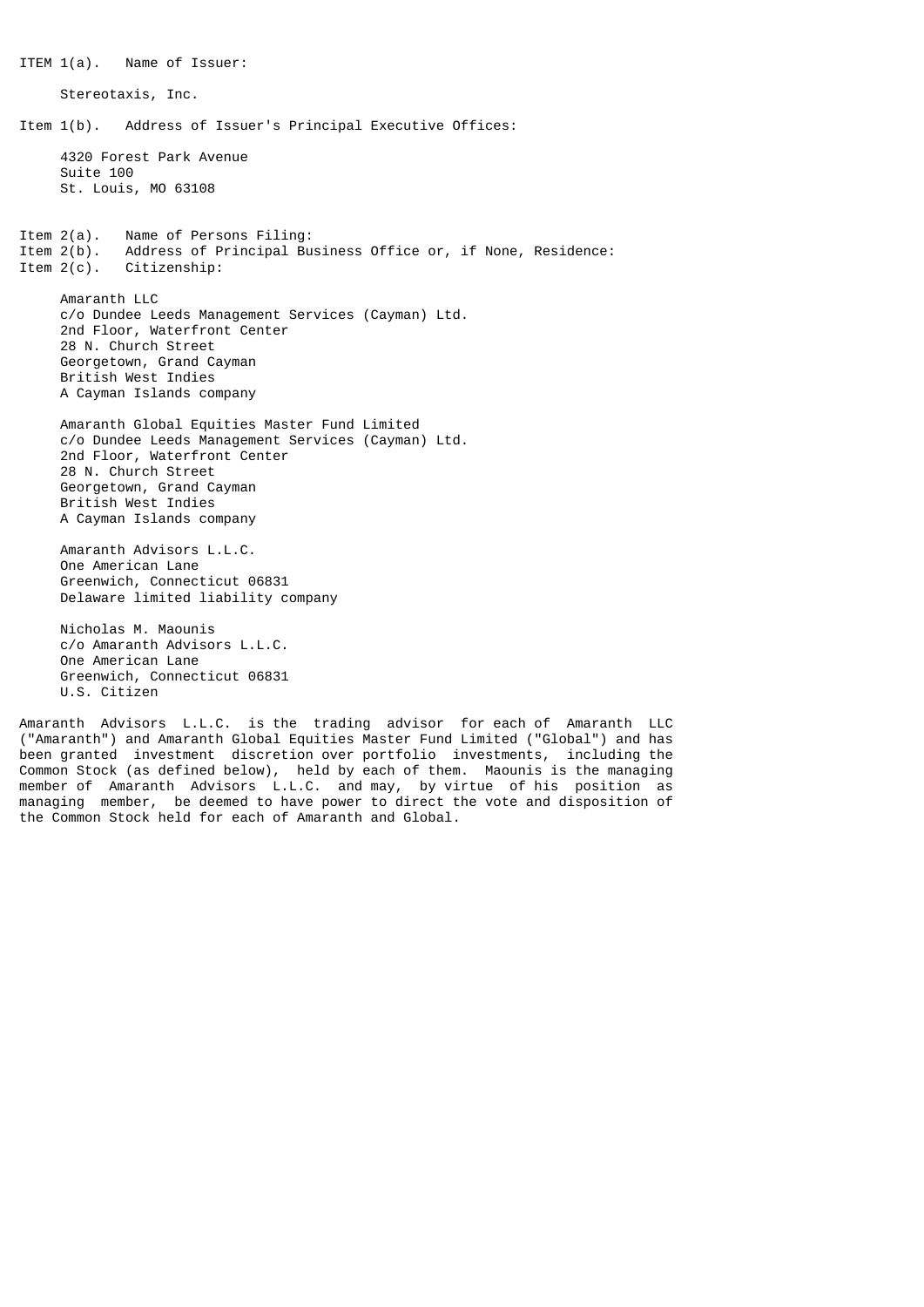ITEM 1(a). Name of Issuer:

Stereotaxis, Inc.

Item 1(b). Address of Issuer's Principal Executive Offices:

4320 Forest Park Avenue
Suite 100
St. Louis, MO 63108

Item 2(a). Name of Persons Filing:
Item 2(b). Address of Principal Business Office or, if None, Residence:
Item 2(c). Citizenship:

Amaranth LLC
c/o Dundee Leeds Management Services (Cayman) Ltd.
2nd Floor, Waterfront Center
28 N. Church Street
Georgetown, Grand Cayman
British West Indies
A Cayman Islands company

Amaranth Global Equities Master Fund Limited
c/o Dundee Leeds Management Services (Cayman) Ltd.
2nd Floor, Waterfront Center
28 N. Church Street
Georgetown, Grand Cayman
British West Indies
A Cayman Islands company

Amaranth Advisors L.L.C.
One American Lane
Greenwich, Connecticut 06831
Delaware limited liability company

Nicholas M. Maounis
c/o Amaranth Advisors L.L.C.
One American Lane
Greenwich, Connecticut 06831
U.S. Citizen

Amaranth Advisors L.L.C. is the trading advisor for each of Amaranth LLC ("Amaranth") and Amaranth Global Equities Master Fund Limited ("Global") and has been granted investment discretion over portfolio investments, including the Common Stock (as defined below), held by each of them. Maounis is the managing member of Amaranth Advisors L.L.C. and may, by virtue of his position as managing member, be deemed to have power to direct the vote and disposition of the Common Stock held for each of Amaranth and Global.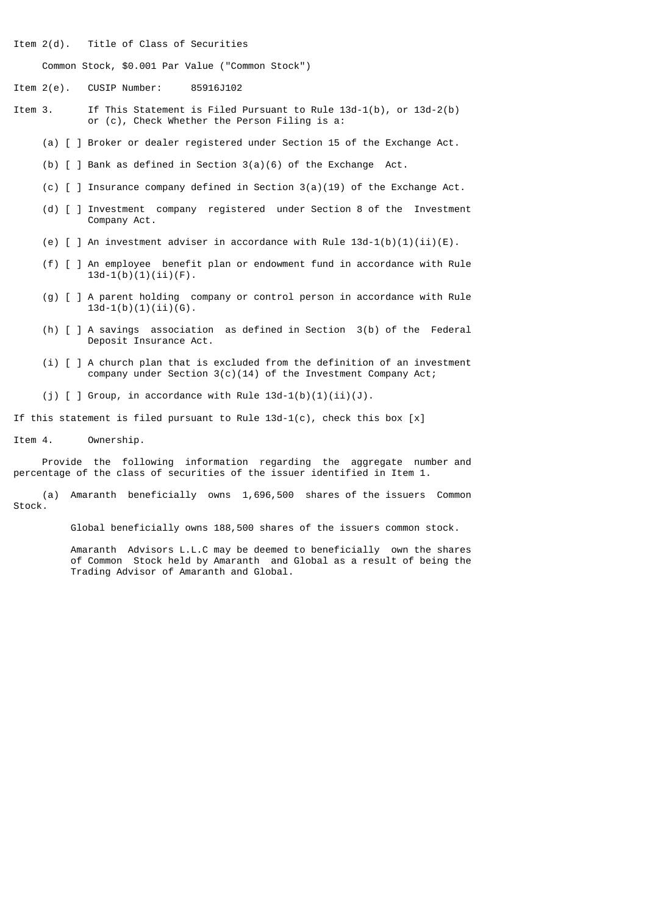Item 2(d). Title of Class of Securities

Common Stock, $0.001 Par Value ("Common Stock")

Item 2(e). CUSIP Number: 85916J102

Item 3. If This Statement is Filed Pursuant to Rule 13d-1(b), or 13d-2(b) or (c), Check Whether the Person Filing is a:

(a) [ ] Broker or dealer registered under Section 15 of the Exchange Act.

(b) [ ] Bank as defined in Section 3(a)(6) of the Exchange Act.

(c) [ ] Insurance company defined in Section 3(a)(19) of the Exchange Act.

(d) [ ] Investment company registered under Section 8 of the Investment Company Act.

(e) [ ] An investment adviser in accordance with Rule 13d-1(b)(1)(ii)(E).

(f) [ ] An employee benefit plan or endowment fund in accordance with Rule 13d-1(b)(1)(ii)(F).

(g) [ ] A parent holding company or control person in accordance with Rule 13d-1(b)(1)(ii)(G).

(h) [ ] A savings association as defined in Section 3(b) of the Federal Deposit Insurance Act.

(i) [ ] A church plan that is excluded from the definition of an investment company under Section 3(c)(14) of the Investment Company Act;

(j) [ ] Group, in accordance with Rule 13d-1(b)(1)(ii)(J).

If this statement is filed pursuant to Rule 13d-1(c), check this box [x]

Item 4. Ownership.

Provide the following information regarding the aggregate number and percentage of the class of securities of the issuer identified in Item 1.

(a) Amaranth beneficially owns 1,696,500 shares of the issuers Common Stock.

Global beneficially owns 188,500 shares of the issuers common stock.

Amaranth Advisors L.L.C may be deemed to beneficially own the shares of Common Stock held by Amaranth and Global as a result of being the Trading Advisor of Amaranth and Global.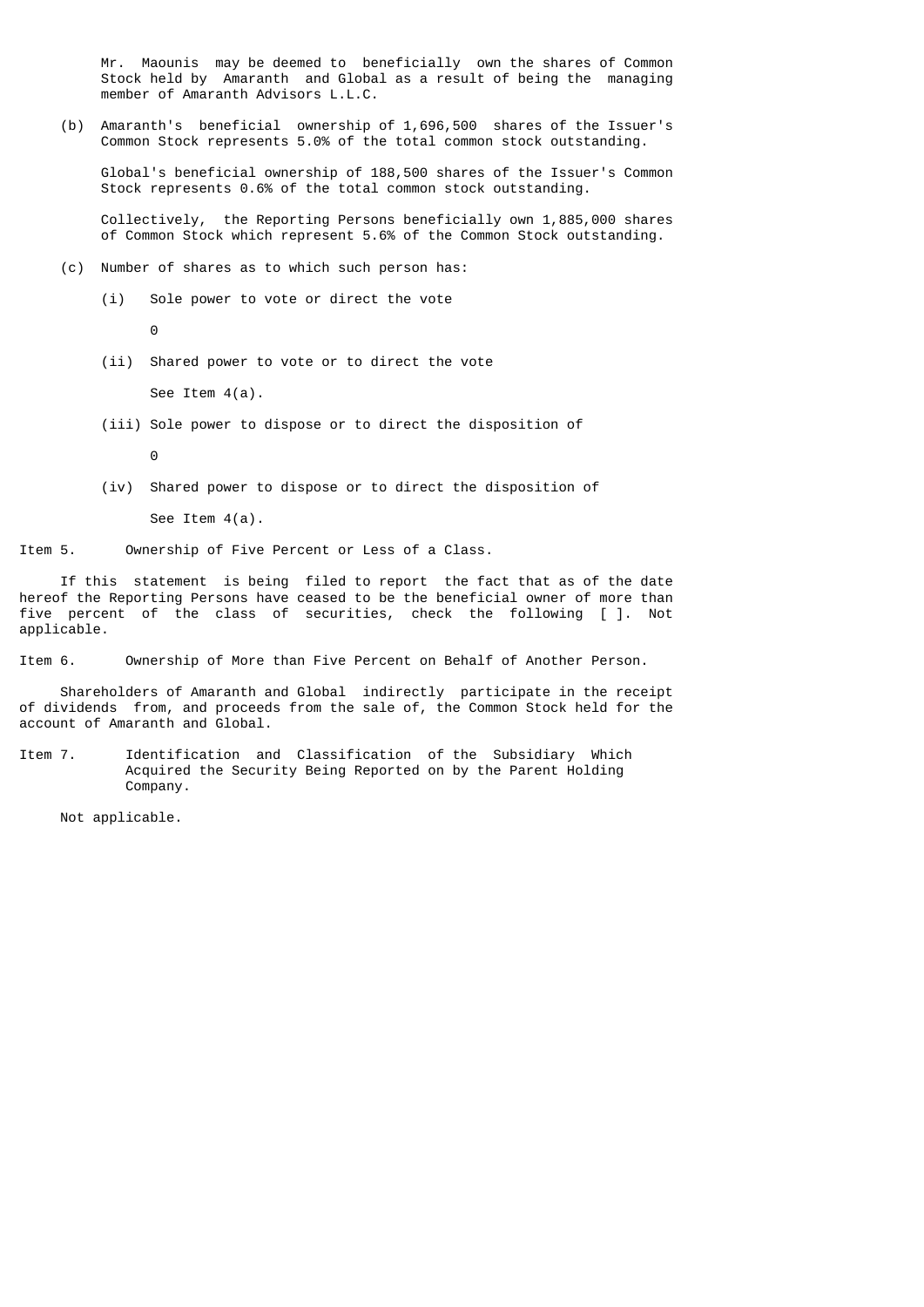Mr. Maounis may be deemed to beneficially own the shares of Common Stock held by Amaranth and Global as a result of being the managing member of Amaranth Advisors L.L.C.

(b) Amaranth's beneficial ownership of 1,696,500 shares of the Issuer's Common Stock represents 5.0% of the total common stock outstanding.

Global's beneficial ownership of 188,500 shares of the Issuer's Common Stock represents 0.6% of the total common stock outstanding.

Collectively, the Reporting Persons beneficially own 1,885,000 shares of Common Stock which represent 5.6% of the Common Stock outstanding.

(c) Number of shares as to which such person has:

(i) Sole power to vote or direct the vote

0

(ii) Shared power to vote or to direct the vote

See Item 4(a).

(iii) Sole power to dispose or to direct the disposition of

0

(iv) Shared power to dispose or to direct the disposition of

See Item 4(a).

Item 5. Ownership of Five Percent or Less of a Class.

If this statement is being filed to report the fact that as of the date hereof the Reporting Persons have ceased to be the beneficial owner of more than five percent of the class of securities, check the following [ ]. Not applicable.

Item 6. Ownership of More than Five Percent on Behalf of Another Person.

Shareholders of Amaranth and Global indirectly participate in the receipt of dividends from, and proceeds from the sale of, the Common Stock held for the account of Amaranth and Global.

Item 7. Identification and Classification of the Subsidiary Which Acquired the Security Being Reported on by the Parent Holding Company.

Not applicable.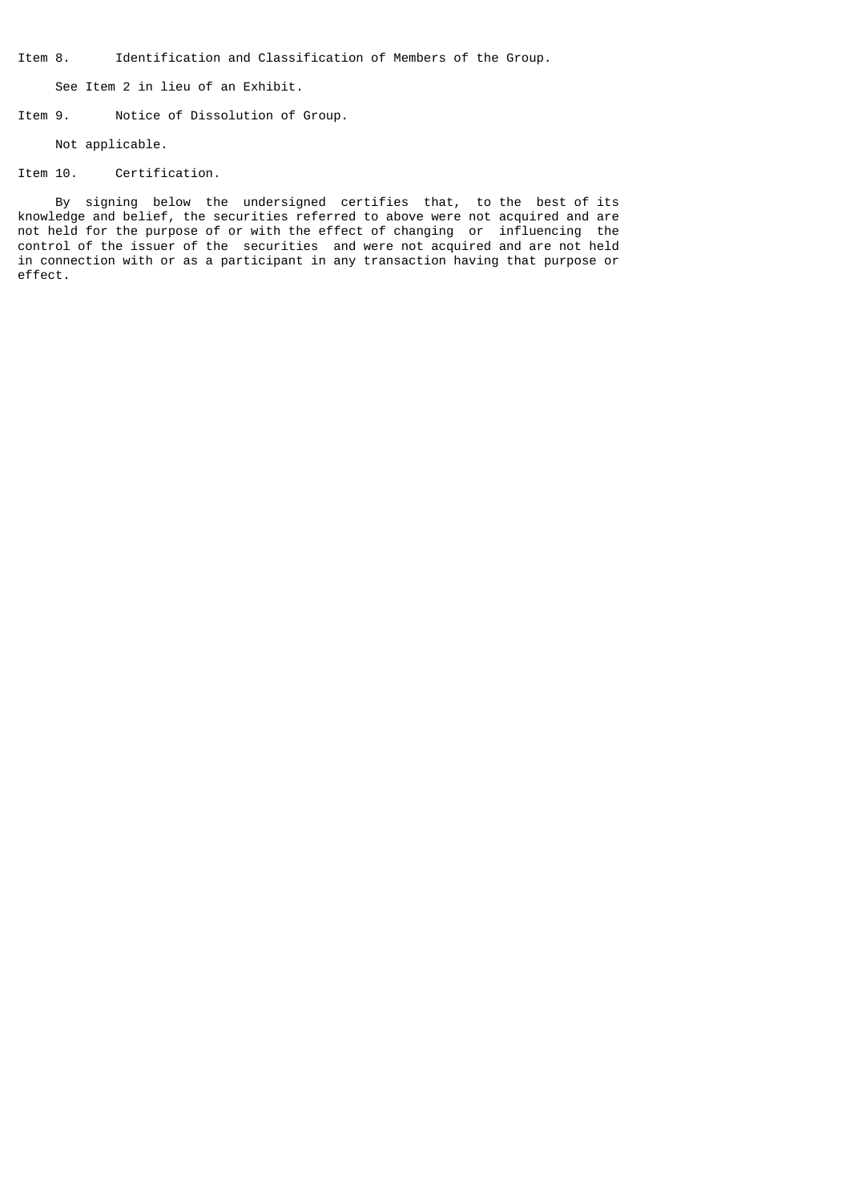Item 8. Identification and Classification of Members of the Group.

See Item 2 in lieu of an Exhibit.

Item 9. Notice of Dissolution of Group.

Not applicable.

Item 10. Certification.

By signing below the undersigned certifies that, to the best of its knowledge and belief, the securities referred to above were not acquired and are not held for the purpose of or with the effect of changing or influencing the control of the issuer of the securities and were not acquired and are not held in connection with or as a participant in any transaction having that purpose or effect.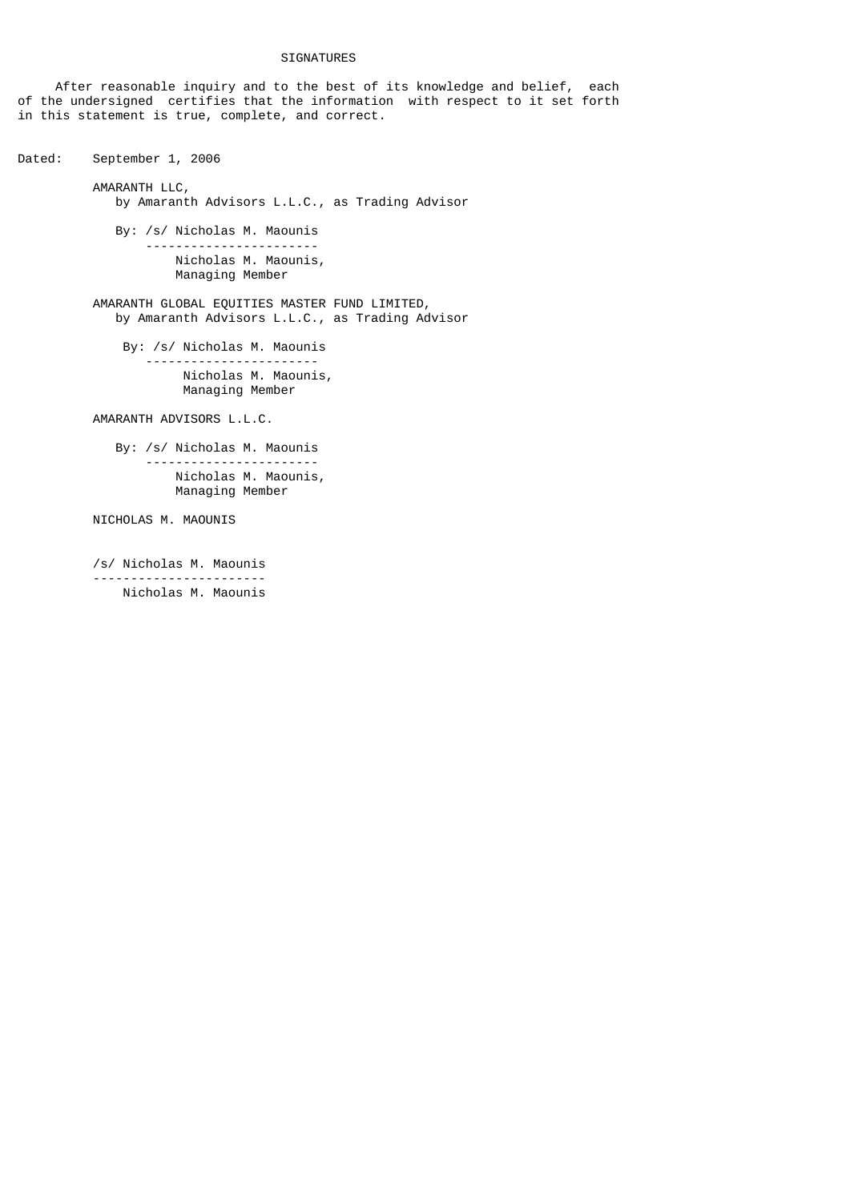# SIGNATURES

After reasonable inquiry and to the best of its knowledge and belief, each of the undersigned certifies that the information with respect to it set forth in this statement is true, complete, and correct.

Dated: September 1, 2006

AMARANTH LLC,
by Amaranth Advisors L.L.C., as Trading Advisor

By: /s/ Nicholas M. Maounis
Nicholas M. Maounis,
Managing Member

AMARANTH GLOBAL EQUITIES MASTER FUND LIMITED,
by Amaranth Advisors L.L.C., as Trading Advisor

By: /s/ Nicholas M. Maounis
Nicholas M. Maounis,
Managing Member

AMARANTH ADVISORS L.L.C.

By: /s/ Nicholas M. Maounis
Nicholas M. Maounis,
Managing Member

NICHOLAS M. MAOUNIS

/s/ Nicholas M. Maounis
Nicholas M. Maounis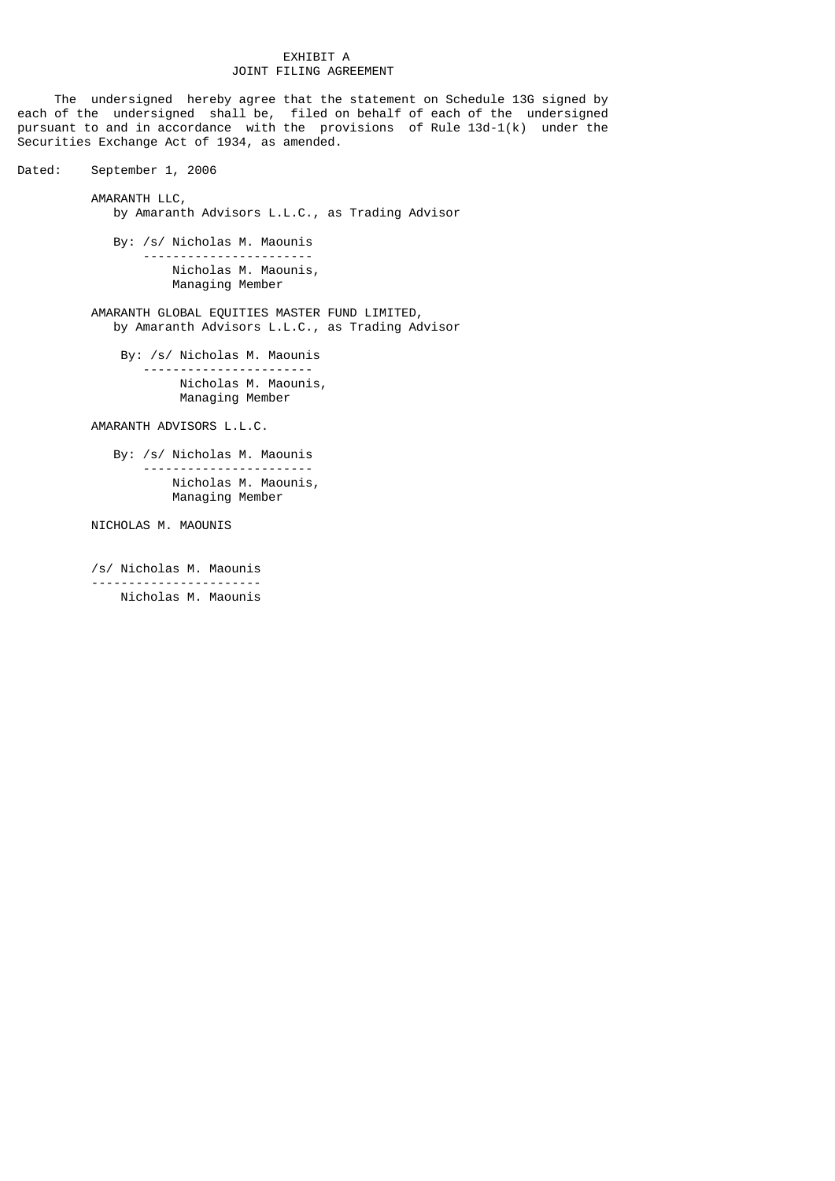# EXHIBIT A
## JOINT FILING AGREEMENT

The undersigned hereby agree that the statement on Schedule 13G signed by each of the undersigned shall be, filed on behalf of each of the undersigned pursuant to and in accordance with the provisions of Rule 13d-1(k) under the Securities Exchange Act of 1934, as amended.

Dated: September 1, 2006

AMARANTH LLC,
by Amaranth Advisors L.L.C., as Trading Advisor

By: /s/ Nicholas M. Maounis
Nicholas M. Maounis,
Managing Member

AMARANTH GLOBAL EQUITIES MASTER FUND LIMITED,
by Amaranth Advisors L.L.C., as Trading Advisor

By: /s/ Nicholas M. Maounis
Nicholas M. Maounis,
Managing Member

AMARANTH ADVISORS L.L.C.

By: /s/ Nicholas M. Maounis
Nicholas M. Maounis,
Managing Member

NICHOLAS M. MAOUNIS

/s/ Nicholas M. Maounis
Nicholas M. Maounis